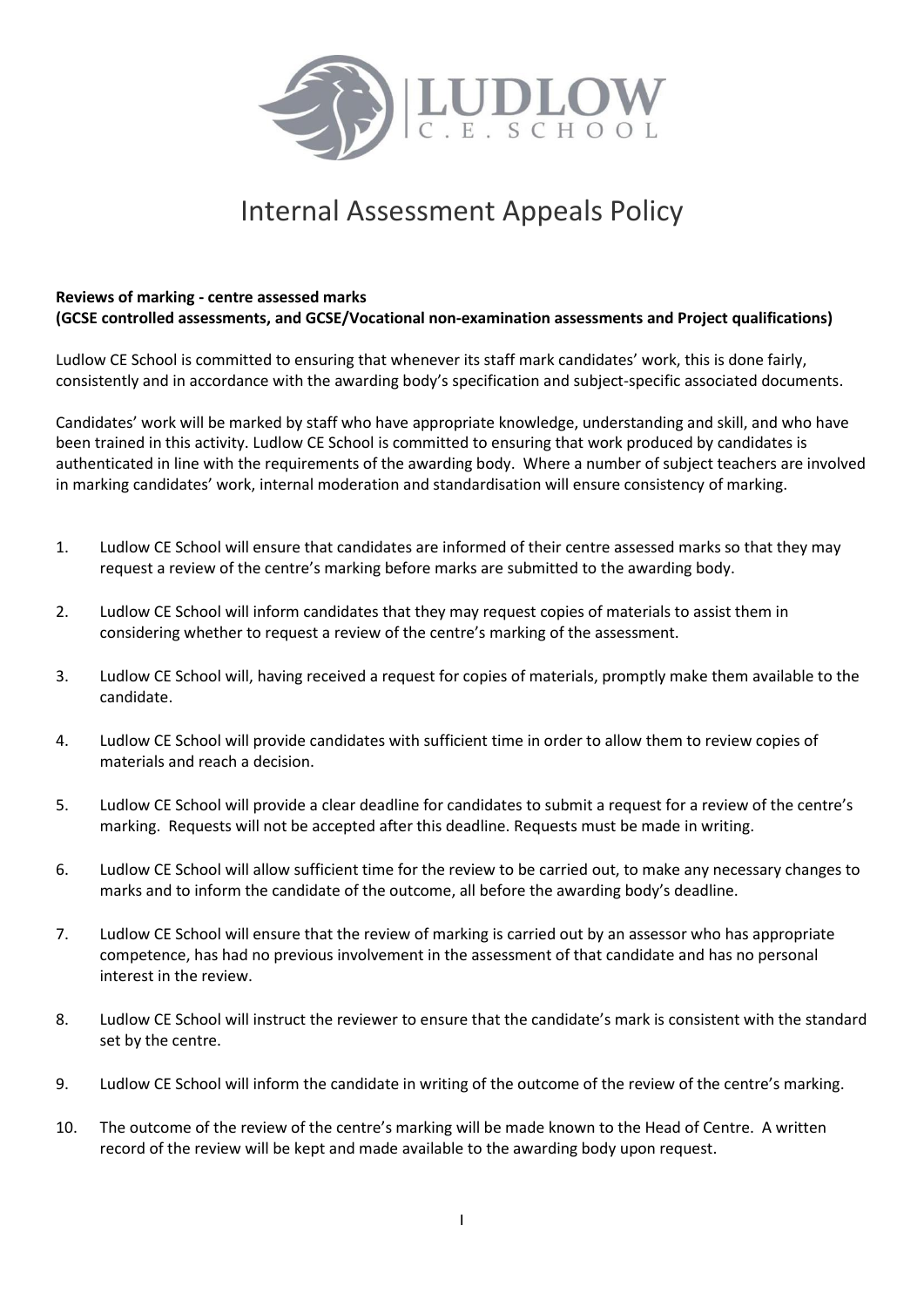# Internal Assessment Appeals Policy

**Reviews of marking - centre assessed marks**
**(GCSE controlled assessments, and GCSE/Vocational non-examination assessments and Project qualifications)**

Ludlow CE School is committed to ensuring that whenever its staff mark candidates' work, this is done fairly, consistently and in accordance with the awarding body's specification and subject-specific associated documents.

Candidates' work will be marked by staff who have appropriate knowledge, understanding and skill, and who have been trained in this activity. Ludlow CE School is committed to ensuring that work produced by candidates is authenticated in line with the requirements of the awarding body. Where a number of subject teachers are involved in marking candidates' work, internal moderation and standardisation will ensure consistency of marking.

1. Ludlow CE School will ensure that candidates are informed of their centre assessed marks so that they may request a review of the centre's marking before marks are submitted to the awarding body.
2. Ludlow CE School will inform candidates that they may request copies of materials to assist them in considering whether to request a review of the centre's marking of the assessment.
3. Ludlow CE School will, having received a request for copies of materials, promptly make them available to the candidate.
4. Ludlow CE School will provide candidates with sufficient time in order to allow them to review copies of materials and reach a decision.
5. Ludlow CE School will provide a clear deadline for candidates to submit a request for a review of the centre's marking. Requests will not be accepted after this deadline. Requests must be made in writing.
6. Ludlow CE School will allow sufficient time for the review to be carried out, to make any necessary changes to marks and to inform the candidate of the outcome, all before the awarding body's deadline.
7. Ludlow CE School will ensure that the review of marking is carried out by an assessor who has appropriate competence, has had no previous involvement in the assessment of that candidate and has no personal interest in the review.
8. Ludlow CE School will instruct the reviewer to ensure that the candidate's mark is consistent with the standard set by the centre.
9. Ludlow CE School will inform the candidate in writing of the outcome of the review of the centre's marking.
10. The outcome of the review of the centre's marking will be made known to the Head of Centre. A written record of the review will be kept and made available to the awarding body upon request.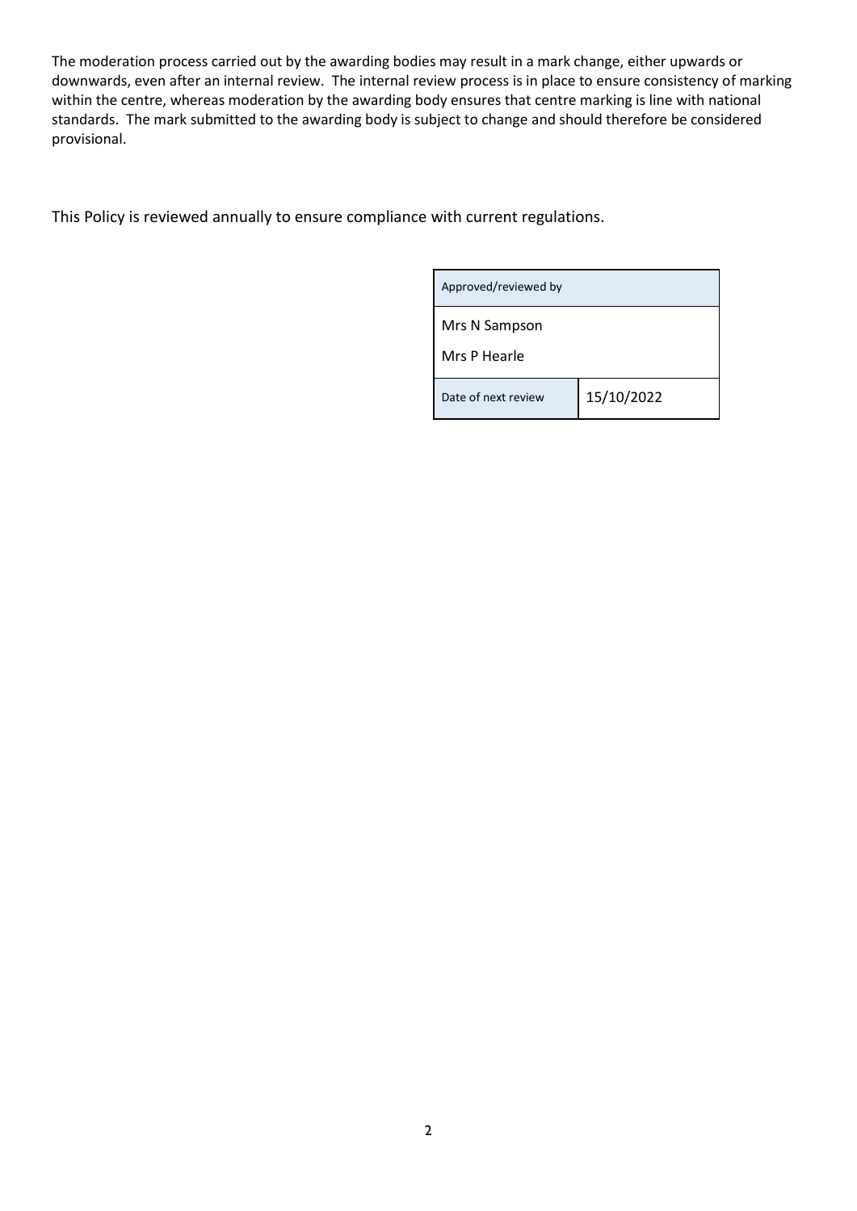The moderation process carried out by the awarding bodies may result in a mark change, either upwards or downwards, even after an internal review. The internal review process is in place to ensure consistency of marking within the centre, whereas moderation by the awarding body ensures that centre marking is line with national standards. The mark submitted to the awarding body is subject to change and should therefore be considered provisional.

This Policy is reviewed annually to ensure compliance with current regulations.

| Approved/reviewed by | |
|---|---|
| Mrs N Sampson<br>Mrs P Hearle | |
| Date of next review | 15/10/2022 |